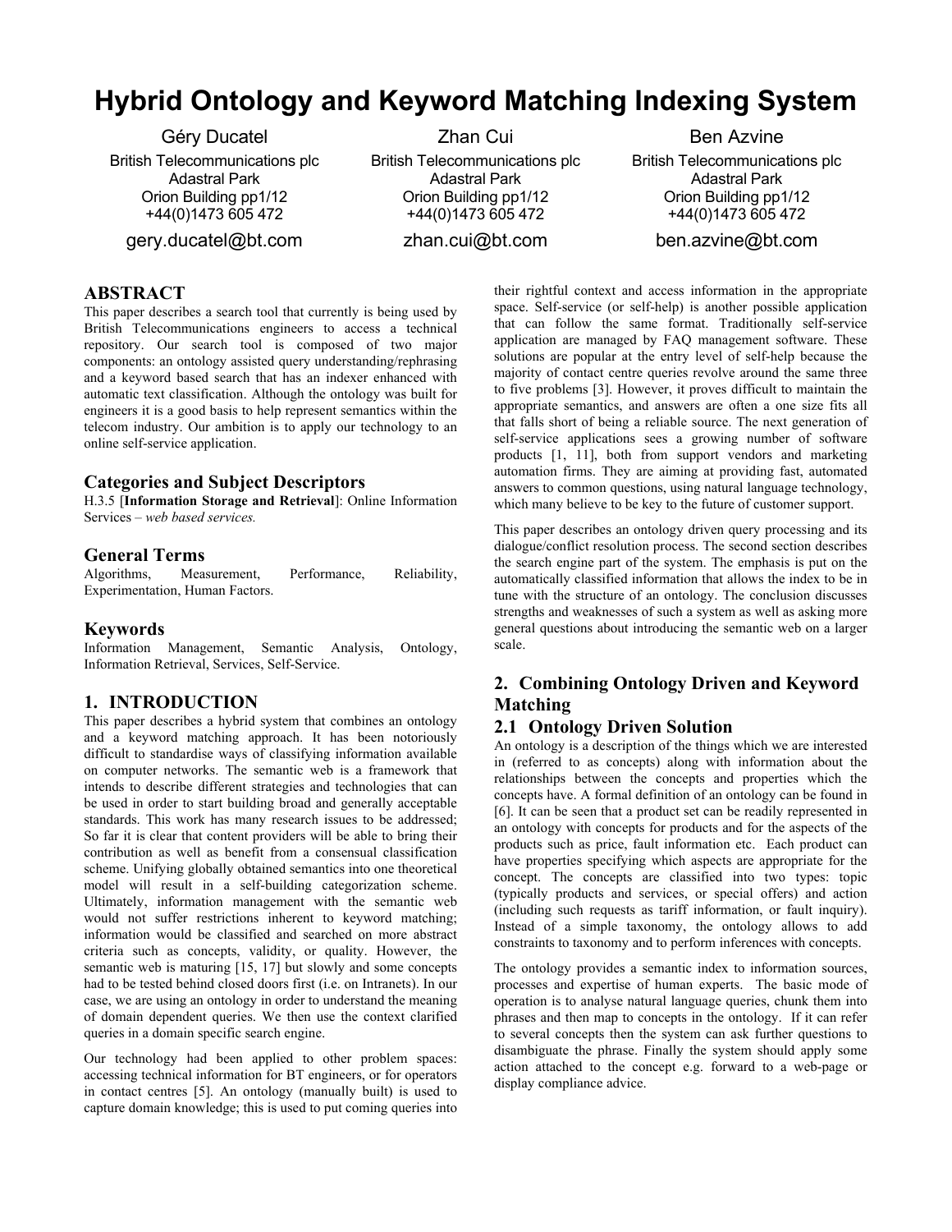# Hybrid Ontology and Keyword Matching Indexing System

Géry Ducatel
British Telecommunications plc
Adastral Park
Orion Building pp1/12
+44(0)1473 605 472
gery.ducatel@bt.com

Zhan Cui
British Telecommunications plc
Adastral Park
Orion Building pp1/12
+44(0)1473 605 472
zhan.cui@bt.com

Ben Azvine
British Telecommunications plc
Adastral Park
Orion Building pp1/12
+44(0)1473 605 472
ben.azvine@bt.com

## ABSTRACT

This paper describes a search tool that currently is being used by British Telecommunications engineers to access a technical repository. Our search tool is composed of two major components: an ontology assisted query understanding/rephrasing and a keyword based search that has an indexer enhanced with automatic text classification. Although the ontology was built for engineers it is a good basis to help represent semantics within the telecom industry. Our ambition is to apply our technology to an online self-service application.

### Categories and Subject Descriptors

H.3.5 [**Information Storage and Retrieval**]: Online Information Services – *web based services.*

### General Terms

Algorithms, Measurement, Performance, Reliability, Experimentation, Human Factors.

### Keywords

Information Management, Semantic Analysis, Ontology, Information Retrieval, Services, Self-Service.

## 1. INTRODUCTION

This paper describes a hybrid system that combines an ontology and a keyword matching approach. It has been notoriously difficult to standardise ways of classifying information available on computer networks. The semantic web is a framework that intends to describe different strategies and technologies that can be used in order to start building broad and generally acceptable standards. This work has many research issues to be addressed; So far it is clear that content providers will be able to bring their contribution as well as benefit from a consensual classification scheme. Unifying globally obtained semantics into one theoretical model will result in a self-building categorization scheme. Ultimately, information management with the semantic web would not suffer restrictions inherent to keyword matching; information would be classified and searched on more abstract criteria such as concepts, validity, or quality. However, the semantic web is maturing [15, 17] but slowly and some concepts had to be tested behind closed doors first (i.e. on Intranets). In our case, we are using an ontology in order to understand the meaning of domain dependent queries. We then use the context clarified queries in a domain specific search engine.

Our technology had been applied to other problem spaces: accessing technical information for BT engineers, or for operators in contact centres [5]. An ontology (manually built) is used to capture domain knowledge; this is used to put coming queries into their rightful context and access information in the appropriate space. Self-service (or self-help) is another possible application that can follow the same format. Traditionally self-service application are managed by FAQ management software. These solutions are popular at the entry level of self-help because the majority of contact centre queries revolve around the same three to five problems [3]. However, it proves difficult to maintain the appropriate semantics, and answers are often a one size fits all that falls short of being a reliable source. The next generation of self-service applications sees a growing number of software products [1, 11], both from support vendors and marketing automation firms. They are aiming at providing fast, automated answers to common questions, using natural language technology, which many believe to be key to the future of customer support.

This paper describes an ontology driven query processing and its dialogue/conflict resolution process. The second section describes the search engine part of the system. The emphasis is put on the automatically classified information that allows the index to be in tune with the structure of an ontology. The conclusion discusses strengths and weaknesses of such a system as well as asking more general questions about introducing the semantic web on a larger scale.

## 2. Combining Ontology Driven and Keyword Matching

### 2.1 Ontology Driven Solution

An ontology is a description of the things which we are interested in (referred to as concepts) along with information about the relationships between the concepts and properties which the concepts have. A formal definition of an ontology can be found in [6]. It can be seen that a product set can be readily represented in an ontology with concepts for products and for the aspects of the products such as price, fault information etc. Each product can have properties specifying which aspects are appropriate for the concept. The concepts are classified into two types: topic (typically products and services, or special offers) and action (including such requests as tariff information, or fault inquiry). Instead of a simple taxonomy, the ontology allows to add constraints to taxonomy and to perform inferences with concepts.

The ontology provides a semantic index to information sources, processes and expertise of human experts. The basic mode of operation is to analyse natural language queries, chunk them into phrases and then map to concepts in the ontology. If it can refer to several concepts then the system can ask further questions to disambiguate the phrase. Finally the system should apply some action attached to the concept e.g. forward to a web-page or display compliance advice.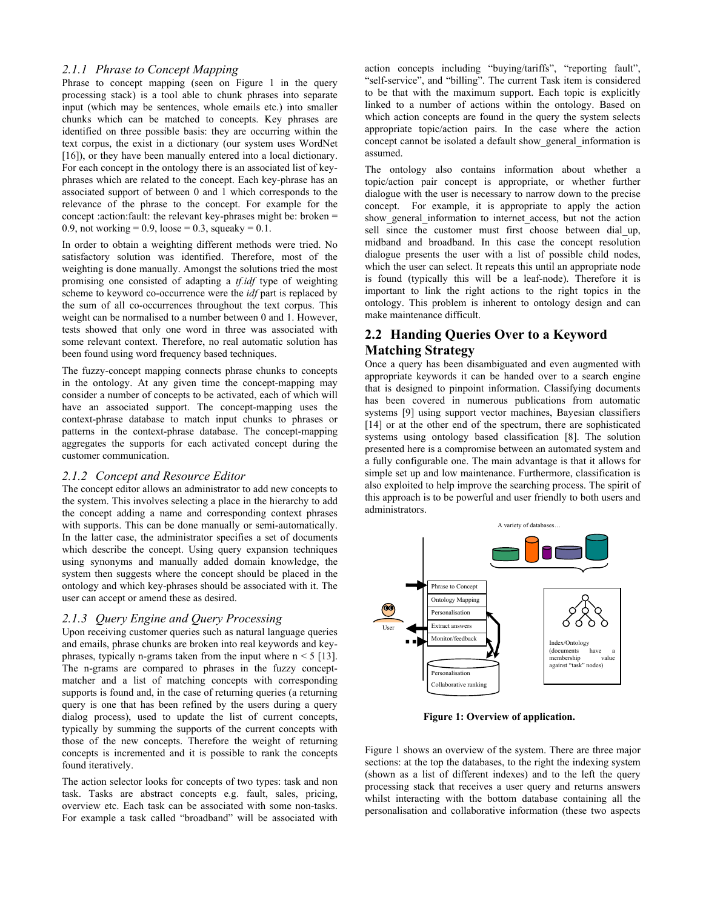### 2.1.1 Phrase to Concept Mapping

Phrase to concept mapping (seen on Figure 1 in the query processing stack) is a tool able to chunk phrases into separate input (which may be sentences, whole emails etc.) into smaller chunks which can be matched to concepts. Key phrases are identified on three possible basis: they are occurring within the text corpus, the exist in a dictionary (our system uses WordNet [16]), or they have been manually entered into a local dictionary. For each concept in the ontology there is an associated list of key-phrases which are related to the concept. Each key-phrase has an associated support of between 0 and 1 which corresponds to the relevance of the phrase to the concept. For example for the concept :action:fault: the relevant key-phrases might be: broken = 0.9, not working = 0.9, loose = 0.3, squeaky = 0.1.

In order to obtain a weighting different methods were tried. No satisfactory solution was identified. Therefore, most of the weighting is done manually. Amongst the solutions tried the most promising one consisted of adapting a *tf.idf* type of weighting scheme to keyword co-occurrence were the *idf* part is replaced by the sum of all co-occurrences throughout the text corpus. This weight can be normalised to a number between 0 and 1. However, tests showed that only one word in three was associated with some relevant context. Therefore, no real automatic solution has been found using word frequency based techniques.

The fuzzy-concept mapping connects phrase chunks to concepts in the ontology. At any given time the concept-mapping may consider a number of concepts to be activated, each of which will have an associated support. The concept-mapping uses the context-phrase database to match input chunks to phrases or patterns in the context-phrase database. The concept-mapping aggregates the supports for each activated concept during the customer communication.

### 2.1.2 Concept and Resource Editor

The concept editor allows an administrator to add new concepts to the system. This involves selecting a place in the hierarchy to add the concept adding a name and corresponding context phrases with supports. This can be done manually or semi-automatically. In the latter case, the administrator specifies a set of documents which describe the concept. Using query expansion techniques using synonyms and manually added domain knowledge, the system then suggests where the concept should be placed in the ontology and which key-phrases should be associated with it. The user can accept or amend these as desired.

### 2.1.3 Query Engine and Query Processing

Upon receiving customer queries such as natural language queries and emails, phrase chunks are broken into real keywords and key-phrases, typically n-grams taken from the input where $n < 5$ [13]. The n-grams are compared to phrases in the fuzzy concept-matcher and a list of matching concepts with corresponding supports is found and, in the case of returning queries (a returning query is one that has been refined by the users during a query dialog process), used to update the list of current concepts, typically by summing the supports of the current concepts with those of the new concepts. Therefore the weight of returning concepts is incremented and it is possible to rank the concepts found iteratively.

The action selector looks for concepts of two types: task and non task. Tasks are abstract concepts e.g. fault, sales, pricing, overview etc. Each task can be associated with some non-tasks. For example a task called "broadband" will be associated with action concepts including "buying/tariffs", "reporting fault", "self-service", and "billing". The current Task item is considered to be that with the maximum support. Each topic is explicitly linked to a number of actions within the ontology. Based on which action concepts are found in the query the system selects appropriate topic/action pairs. In the case where the action concept cannot be isolated a default show_general_information is assumed.

The ontology also contains information about whether a topic/action pair concept is appropriate, or whether further dialogue with the user is necessary to narrow down to the precise concept. For example, it is appropriate to apply the action show_general_information to internet_access, but not the action sell since the customer must first choose between dial_up, midband and broadband. In this case the concept resolution dialogue presents the user with a list of possible child nodes, which the user can select. It repeats this until an appropriate node is found (typically this will be a leaf-node). Therefore it is important to link the right actions to the right topics in the ontology. This problem is inherent to ontology design and can make maintenance difficult.

## 2.2 Handing Queries Over to a Keyword Matching Strategy

Once a query has been disambiguated and even augmented with appropriate keywords it can be handed over to a search engine that is designed to pinpoint information. Classifying documents has been covered in numerous publications from automatic systems [9] using support vector machines, Bayesian classifiers [14] or at the other end of the spectrum, there are sophisticated systems using ontology based classification [8]. The solution presented here is a compromise between an automated system and a fully configurable one. The main advantage is that it allows for simple set up and low maintenance. Furthermore, classification is also exploited to help improve the searching process. The spirit of this approach is to be powerful and user friendly to both users and administrators.

**Figure 1: Overview of application.**

Figure 1 shows an overview of the system. There are three major sections: at the top the databases, to the right the indexing system (shown as a list of different indexes) and to the left the query processing stack that receives a user query and returns answers whilst interacting with the bottom database containing all the personalisation and collaborative information (these two aspects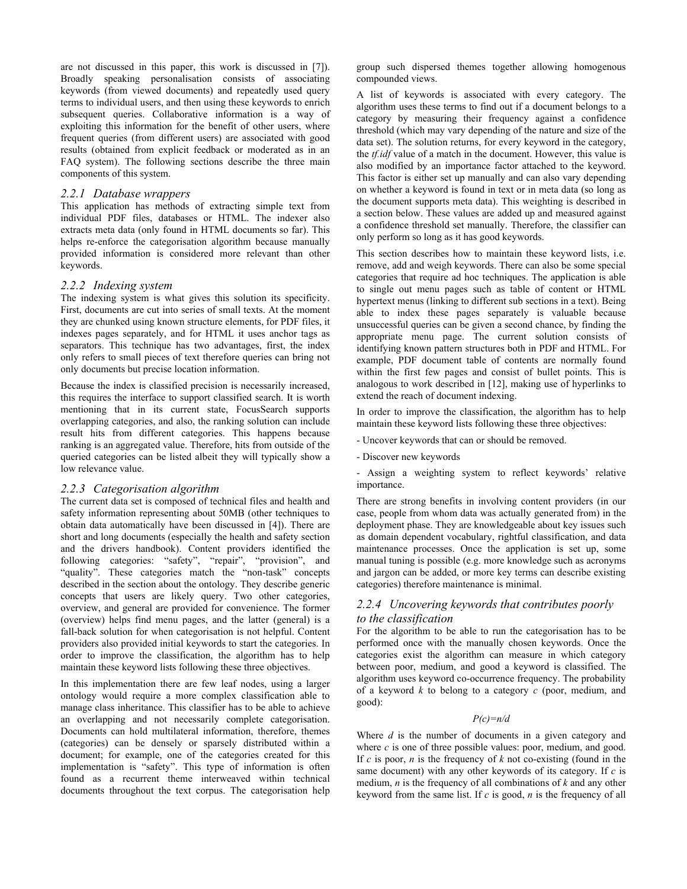are not discussed in this paper, this work is discussed in [7]). Broadly speaking personalisation consists of associating keywords (from viewed documents) and repeatedly used query terms to individual users, and then using these keywords to enrich subsequent queries. Collaborative information is a way of exploiting this information for the benefit of other users, where frequent queries (from different users) are associated with good results (obtained from explicit feedback or moderated as in an FAQ system). The following sections describe the three main components of this system.

### *2.2.1 Database wrappers*

This application has methods of extracting simple text from individual PDF files, databases or HTML. The indexer also extracts meta data (only found in HTML documents so far). This helps re-enforce the categorisation algorithm because manually provided information is considered more relevant than other keywords.

### *2.2.2 Indexing system*

The indexing system is what gives this solution its specificity. First, documents are cut into series of small texts. At the moment they are chunked using known structure elements, for PDF files, it indexes pages separately, and for HTML it uses anchor tags as separators. This technique has two advantages, first, the index only refers to small pieces of text therefore queries can bring not only documents but precise location information.

Because the index is classified precision is necessarily increased, this requires the interface to support classified search. It is worth mentioning that in its current state, FocusSearch supports overlapping categories, and also, the ranking solution can include result hits from different categories. This happens because ranking is an aggregated value. Therefore, hits from outside of the queried categories can be listed albeit they will typically show a low relevance value.

### *2.2.3 Categorisation algorithm*

The current data set is composed of technical files and health and safety information representing about 50MB (other techniques to obtain data automatically have been discussed in [4]). There are short and long documents (especially the health and safety section and the drivers handbook). Content providers identified the following categories: "safety", "repair", "provision", and "quality". These categories match the "non-task" concepts described in the section about the ontology. They describe generic concepts that users are likely query. Two other categories, overview, and general are provided for convenience. The former (overview) helps find menu pages, and the latter (general) is a fall-back solution for when categorisation is not helpful. Content providers also provided initial keywords to start the categories. In order to improve the classification, the algorithm has to help maintain these keyword lists following these three objectives.

In this implementation there are few leaf nodes, using a larger ontology would require a more complex classification able to manage class inheritance. This classifier has to be able to achieve an overlapping and not necessarily complete categorisation. Documents can hold multilateral information, therefore, themes (categories) can be densely or sparsely distributed within a document; for example, one of the categories created for this implementation is "safety". This type of information is often found as a recurrent theme interweaved within technical documents throughout the text corpus. The categorisation help group such dispersed themes together allowing homogenous compounded views.

A list of keywords is associated with every category. The algorithm uses these terms to find out if a document belongs to a category by measuring their frequency against a confidence threshold (which may vary depending of the nature and size of the data set). The solution returns, for every keyword in the category, the *tf.idf* value of a match in the document. However, this value is also modified by an importance factor attached to the keyword. This factor is either set up manually and can also vary depending on whether a keyword is found in text or in meta data (so long as the document supports meta data). This weighting is described in a section below. These values are added up and measured against a confidence threshold set manually. Therefore, the classifier can only perform so long as it has good keywords.

This section describes how to maintain these keyword lists, i.e. remove, add and weigh keywords. There can also be some special categories that require ad hoc techniques. The application is able to single out menu pages such as table of content or HTML hypertext menus (linking to different sub sections in a text). Being able to index these pages separately is valuable because unsuccessful queries can be given a second chance, by finding the appropriate menu page. The current solution consists of identifying known pattern structures both in PDF and HTML. For example, PDF document table of contents are normally found within the first few pages and consist of bullet points. This is analogous to work described in [12], making use of hyperlinks to extend the reach of document indexing.

In order to improve the classification, the algorithm has to help maintain these keyword lists following these three objectives:

- Uncover keywords that can or should be removed.
- Discover new keywords
- Assign a weighting system to reflect keywords' relative importance.

There are strong benefits in involving content providers (in our case, people from whom data was actually generated from) in the deployment phase. They are knowledgeable about key issues such as domain dependent vocabulary, rightful classification, and data maintenance processes. Once the application is set up, some manual tuning is possible (e.g. more knowledge such as acronyms and jargon can be added, or more key terms can describe existing categories) therefore maintenance is minimal.

### *2.2.4 Uncovering keywords that contributes poorly to the classification*

For the algorithm to be able to run the categorisation has to be performed once with the manually chosen keywords. Once the categories exist the algorithm can measure in which category between poor, medium, and good a keyword is classified. The algorithm uses keyword co-occurrence frequency. The probability of a keyword *k* to belong to a category *c* (poor, medium, and good):

$$P(c)=n/d$$

Where *d* is the number of documents in a given category and where *c* is one of three possible values: poor, medium, and good. If *c* is poor, *n* is the frequency of *k* not co-existing (found in the same document) with any other keywords of its category. If *c* is medium, *n* is the frequency of all combinations of *k* and any other keyword from the same list. If *c* is good, *n* is the frequency of all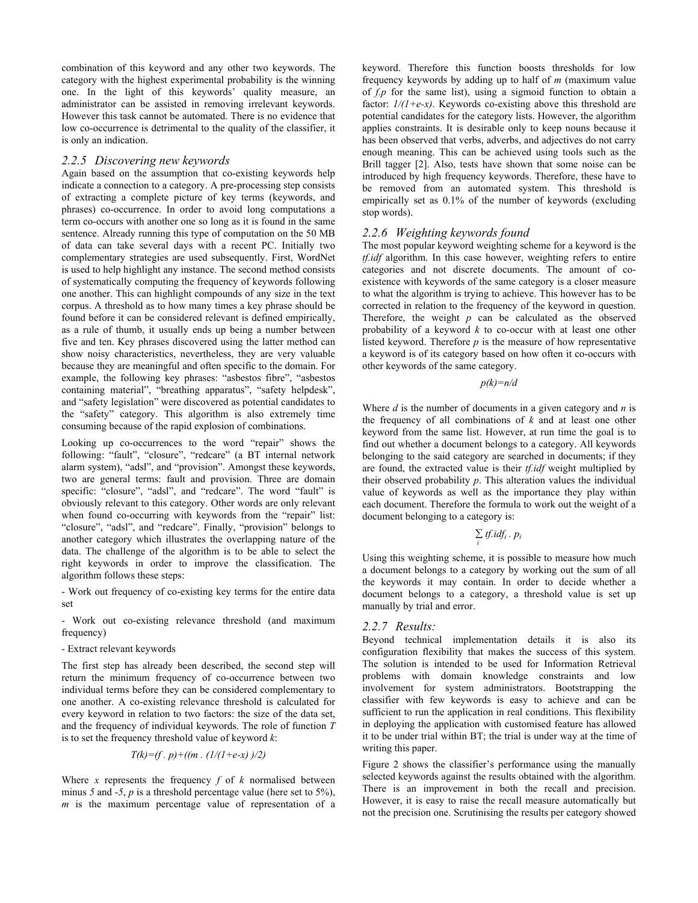combination of this keyword and any other two keywords. The category with the highest experimental probability is the winning one. In the light of this keywords' quality measure, an administrator can be assisted in removing irrelevant keywords. However this task cannot be automated. There is no evidence that low co-occurrence is detrimental to the quality of the classifier, it is only an indication.

### 2.2.5 Discovering new keywords

Again based on the assumption that co-existing keywords help indicate a connection to a category. A pre-processing step consists of extracting a complete picture of key terms (keywords, and phrases) co-occurrence. In order to avoid long computations a term co-occurs with another one so long as it is found in the same sentence. Already running this type of computation on the 50 MB of data can take several days with a recent PC. Initially two complementary strategies are used subsequently. First, WordNet is used to help highlight any instance. The second method consists of systematically computing the frequency of keywords following one another. This can highlight compounds of any size in the text corpus. A threshold as to how many times a key phrase should be found before it can be considered relevant is defined empirically, as a rule of thumb, it usually ends up being a number between five and ten. Key phrases discovered using the latter method can show noisy characteristics, nevertheless, they are very valuable because they are meaningful and often specific to the domain. For example, the following key phrases: "asbestos fibre", "asbestos containing material", "breathing apparatus", "safety helpdesk", and "safety legislation" were discovered as potential candidates to the "safety" category. This algorithm is also extremely time consuming because of the rapid explosion of combinations.

Looking up co-occurrences to the word "repair" shows the following: "fault", "closure", "redcare" (a BT internal network alarm system), "adsl", and "provision". Amongst these keywords, two are general terms: fault and provision. Three are domain specific: "closure", "adsl", and "redcare". The word "fault" is obviously relevant to this category. Other words are only relevant when found co-occurring with keywords from the "repair" list: "closure", "adsl", and "redcare". Finally, "provision" belongs to another category which illustrates the overlapping nature of the data. The challenge of the algorithm is to be able to select the right keywords in order to improve the classification. The algorithm follows these steps:

- Work out frequency of co-existing key terms for the entire data set
- Work out co-existing relevance threshold (and maximum frequency)
- Extract relevant keywords

The first step has already been described, the second step will return the minimum frequency of co-occurrence between two individual terms before they can be considered complementary to one another. A co-existing relevance threshold is calculated for every keyword in relation to two factors: the size of the data set, and the frequency of individual keywords. The role of function $T$ is to set the frequency threshold value of keyword $k$:

$$T(k)=(f \cdot p)+((m \cdot (1/(1+e\text{-}x))/2)$$

Where $x$ represents the frequency $f$ of $k$ normalised between minus $5$ and $-5$, $p$ is a threshold percentage value (here set to 5%), $m$ is the maximum percentage value of representation of a keyword. Therefore this function boosts thresholds for low frequency keywords by adding up to half of $m$ (maximum value of $f.p$ for the same list), using a sigmoid function to obtain a factor: $1/(1+e\text{-}x)$. Keywords co-existing above this threshold are potential candidates for the category lists. However, the algorithm applies constraints. It is desirable only to keep nouns because it has been observed that verbs, adverbs, and adjectives do not carry enough meaning. This can be achieved using tools such as the Brill tagger [2]. Also, tests have shown that some noise can be introduced by high frequency keywords. Therefore, these have to be removed from an automated system. This threshold is empirically set as 0.1% of the number of keywords (excluding stop words).

### 2.2.6 Weighting keywords found

The most popular keyword weighting scheme for a keyword is the *tf.idf* algorithm. In this case however, weighting refers to entire categories and not discrete documents. The amount of co-existence with keywords of the same category is a closer measure to what the algorithm is trying to achieve. This however has to be corrected in relation to the frequency of the keyword in question. Therefore, the weight $p$ can be calculated as the observed probability of a keyword $k$ to co-occur with at least one other listed keyword. Therefore $p$ is the measure of how representative a keyword is of its category based on how often it co-occurs with other keywords of the same category.

$$p(k)=n/d$$

Where $d$ is the number of documents in a given category and $n$ is the frequency of all combinations of $k$ and at least one other keyword from the same list. However, at run time the goal is to find out whether a document belongs to a category. All keywords belonging to the said category are searched in documents; if they are found, the extracted value is their *tf.idf* weight multiplied by their observed probability $p$. This alteration values the individual value of keywords as well as the importance they play within each document. Therefore the formula to work out the weight of a document belonging to a category is:

$$\sum_i tf.idf_i \cdot p_i$$

Using this weighting scheme, it is possible to measure how much a document belongs to a category by working out the sum of all the keywords it may contain. In order to decide whether a document belongs to a category, a threshold value is set up manually by trial and error.

### 2.2.7 Results:

Beyond technical implementation details it is also its configuration flexibility that makes the success of this system. The solution is intended to be used for Information Retrieval problems with domain knowledge constraints and low involvement for system administrators. Bootstrapping the classifier with few keywords is easy to achieve and can be sufficient to run the application in real conditions. This flexibility in deploying the application with customised feature has allowed it to be under trial within BT; the trial is under way at the time of writing this paper.

Figure 2 shows the classifier's performance using the manually selected keywords against the results obtained with the algorithm. There is an improvement in both the recall and precision. However, it is easy to raise the recall measure automatically but not the precision one. Scrutinising the results per category showed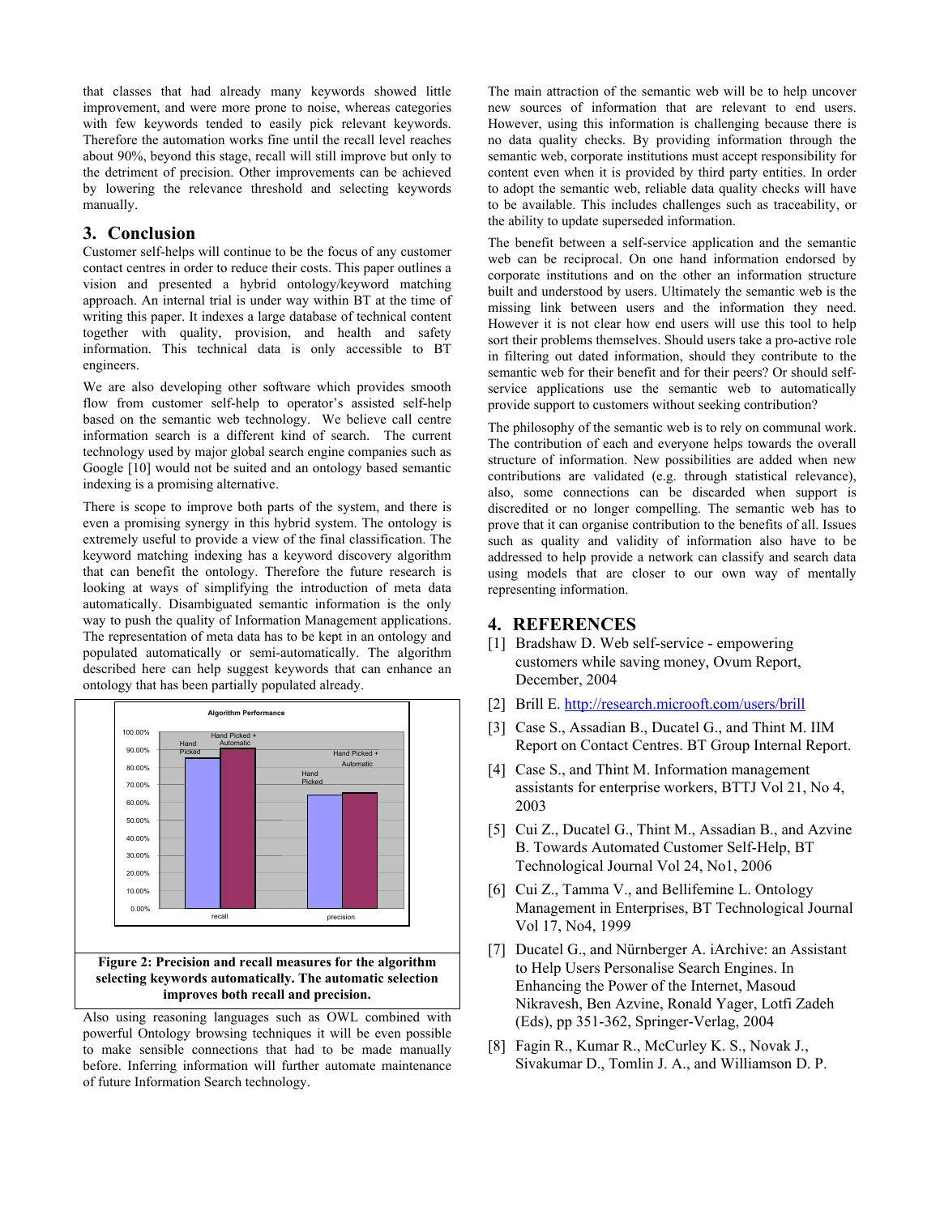that classes that had already many keywords showed little improvement, and were more prone to noise, whereas categories with few keywords tended to easily pick relevant keywords. Therefore the automation works fine until the recall level reaches about 90%, beyond this stage, recall will still improve but only to the detriment of precision. Other improvements can be achieved by lowering the relevance threshold and selecting keywords manually.

## 3. Conclusion

Customer self-helps will continue to be the focus of any customer contact centres in order to reduce their costs. This paper outlines a vision and presented a hybrid ontology/keyword matching approach. An internal trial is under way within BT at the time of writing this paper. It indexes a large database of technical content together with quality, provision, and health and safety information. This technical data is only accessible to BT engineers.

We are also developing other software which provides smooth flow from customer self-help to operator's assisted self-help based on the semantic web technology. We believe call centre information search is a different kind of search. The current technology used by major global search engine companies such as Google [10] would not be suited and an ontology based semantic indexing is a promising alternative.

There is scope to improve both parts of the system, and there is even a promising synergy in this hybrid system. The ontology is extremely useful to provide a view of the final classification. The keyword matching indexing has a keyword discovery algorithm that can benefit the ontology. Therefore the future research is looking at ways of simplifying the introduction of meta data automatically. Disambiguated semantic information is the only way to push the quality of Information Management applications. The representation of meta data has to be kept in an ontology and populated automatically or semi-automatically. The algorithm described here can help suggest keywords that can enhance an ontology that has been partially populated already.

**Algorithm Performance**

| | Hand Picked | Hand Picked + Automatic |
|---|---|---|
| recall | ~85% | ~90% |
| precision | ~64% | ~65% |

**Figure 2: Precision and recall measures for the algorithm selecting keywords automatically. The automatic selection improves both recall and precision.**

Also using reasoning languages such as OWL combined with powerful Ontology browsing techniques it will be even possible to make sensible connections that had to be made manually before. Inferring information will further automate maintenance of future Information Search technology.

The main attraction of the semantic web will be to help uncover new sources of information that are relevant to end users. However, using this information is challenging because there is no data quality checks. By providing information through the semantic web, corporate institutions must accept responsibility for content even when it is provided by third party entities. In order to adopt the semantic web, reliable data quality checks will have to be available. This includes challenges such as traceability, or the ability to update superseded information.

The benefit between a self-service application and the semantic web can be reciprocal. On one hand information endorsed by corporate institutions and on the other an information structure built and understood by users. Ultimately the semantic web is the missing link between users and the information they need. However it is not clear how end users will use this tool to help sort their problems themselves. Should users take a pro-active role in filtering out dated information, should they contribute to the semantic web for their benefit and for their peers? Or should self-service applications use the semantic web to automatically provide support to customers without seeking contribution?

The philosophy of the semantic web is to rely on communal work. The contribution of each and everyone helps towards the overall structure of information. New possibilities are added when new contributions are validated (e.g. through statistical relevance), also, some connections can be discarded when support is discredited or no longer compelling. The semantic web has to prove that it can organise contribution to the benefits of all. Issues such as quality and validity of information also have to be addressed to help provide a network can classify and search data using models that are closer to our own way of mentally representing information.

## 4. REFERENCES

[1] Bradshaw D. Web self-service - empowering customers while saving money, Ovum Report, December, 2004

[2] Brill E. http://research.microsoft.com/users/brill

[3] Case S., Assadian B., Ducatel G., and Thint M. IIM Report on Contact Centres. BT Group Internal Report.

[4] Case S., and Thint M. Information management assistants for enterprise workers, BTTJ Vol 21, No 4, 2003

[5] Cui Z., Ducatel G., Thint M., Assadian B., and Azvine B. Towards Automated Customer Self-Help, BT Technological Journal Vol 24, No1, 2006

[6] Cui Z., Tamma V., and Bellifemine L. Ontology Management in Enterprises, BT Technological Journal Vol 17, No4, 1999

[7] Ducatel G., and Nürnberger A. iArchive: an Assistant to Help Users Personalise Search Engines. In Enhancing the Power of the Internet, Masoud Nikravesh, Ben Azvine, Ronald Yager, Lotfi Zadeh (Eds), pp 351-362, Springer-Verlag, 2004

[8] Fagin R., Kumar R., McCurley K. S., Novak J., Sivakumar D., Tomlin J. A., and Williamson D. P.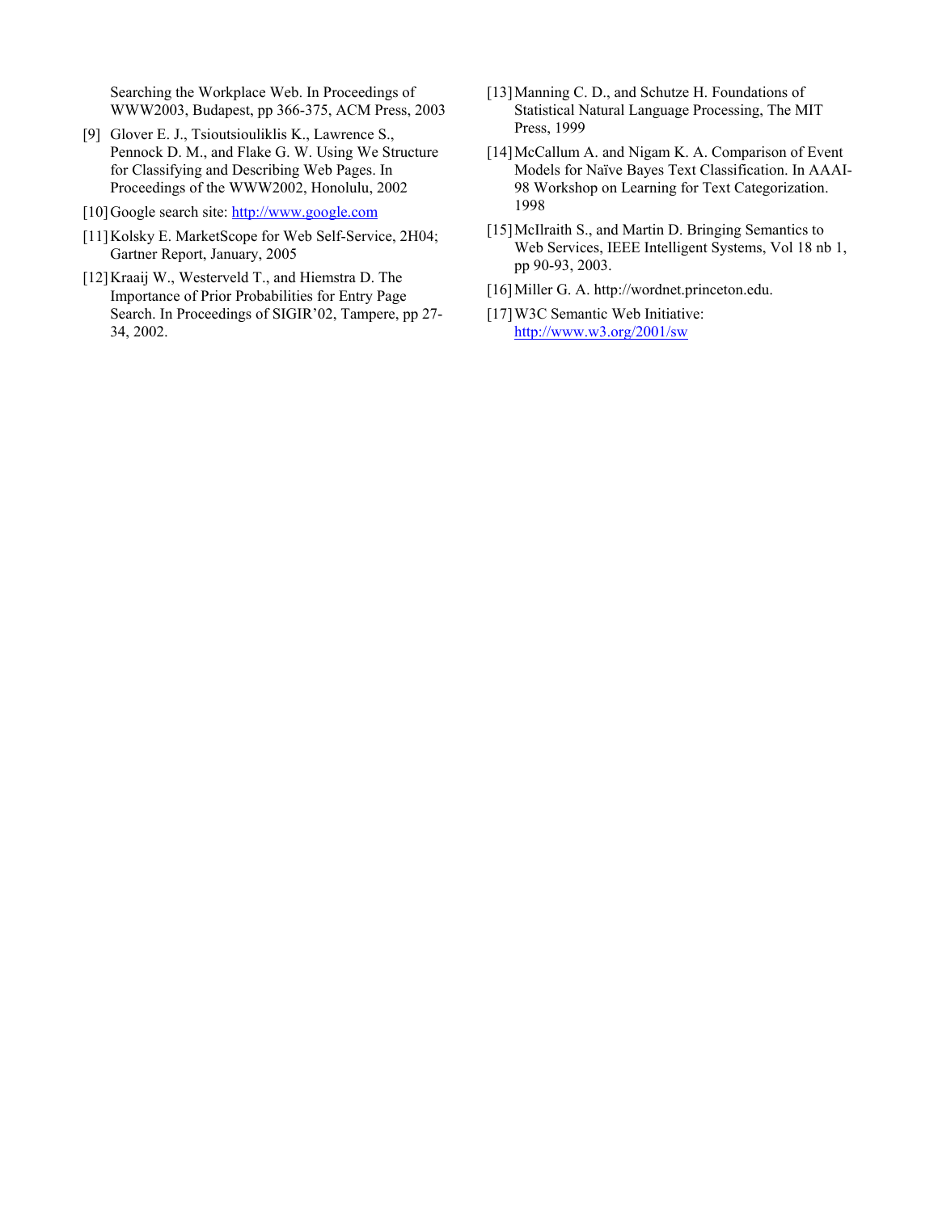Searching the Workplace Web. In Proceedings of WWW2003, Budapest, pp 366-375, ACM Press, 2003

[9] Glover E. J., Tsioutsiouliklis K., Lawrence S., Pennock D. M., and Flake G. W. Using We Structure for Classifying and Describing Web Pages. In Proceedings of the WWW2002, Honolulu, 2002

[10] Google search site: http://www.google.com

[11] Kolsky E. MarketScope for Web Self-Service, 2H04; Gartner Report, January, 2005

[12] Kraaij W., Westerveld T., and Hiemstra D. The Importance of Prior Probabilities for Entry Page Search. In Proceedings of SIGIR'02, Tampere, pp 27-34, 2002.

[13] Manning C. D., and Schutze H. Foundations of Statistical Natural Language Processing, The MIT Press, 1999

[14] McCallum A. and Nigam K. A. Comparison of Event Models for Naïve Bayes Text Classification. In AAAI-98 Workshop on Learning for Text Categorization. 1998

[15] McIlraith S., and Martin D. Bringing Semantics to Web Services, IEEE Intelligent Systems, Vol 18 nb 1, pp 90-93, 2003.

[16] Miller G. A. http://wordnet.princeton.edu.

[17] W3C Semantic Web Initiative: http://www.w3.org/2001/sw